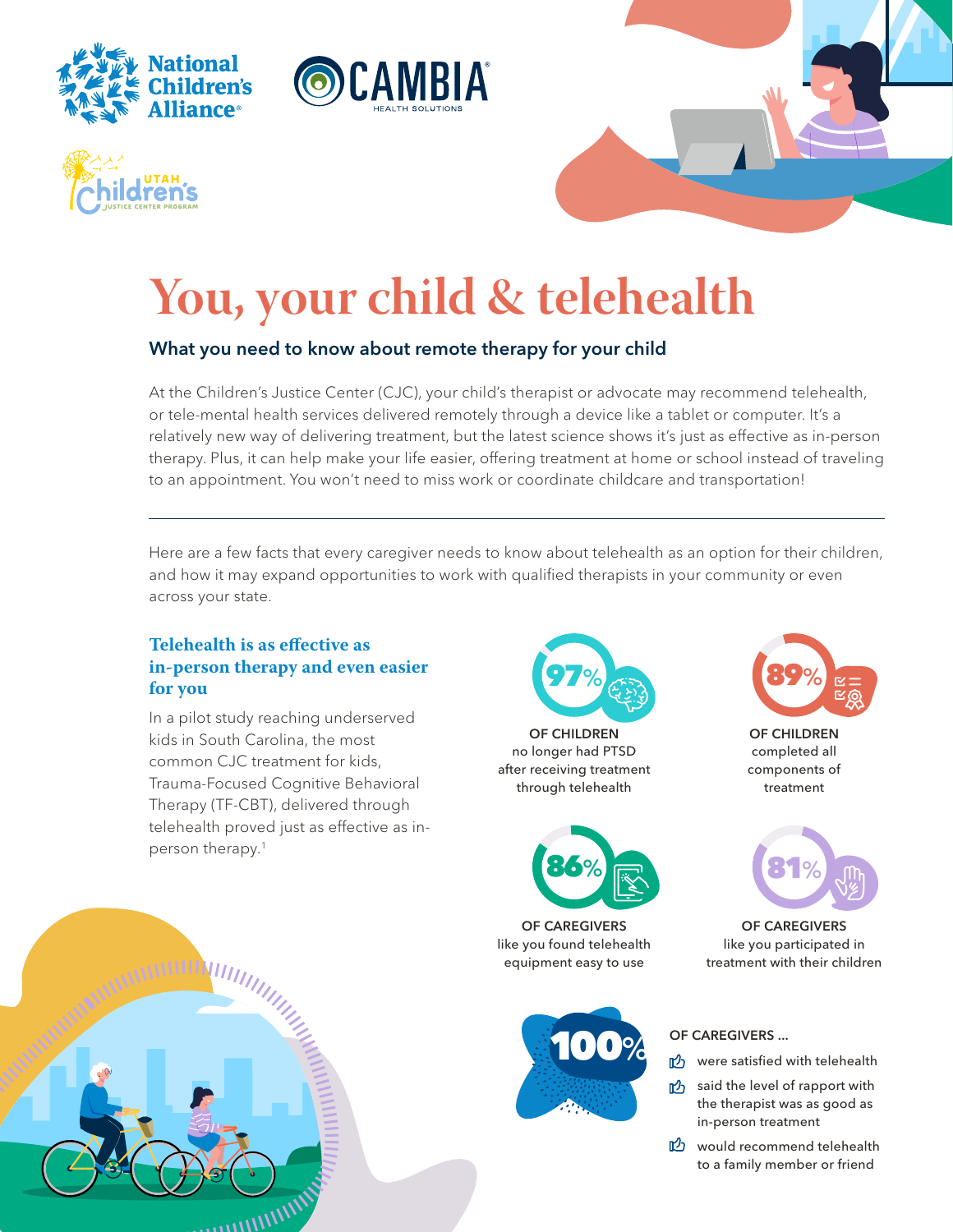# You, your child & telehealth

## What you need to know about remote therapy for your child

At the Children's Justice Center (CJC), your child's therapist or advocate may recommend telehealth, or tele-mental health services delivered remotely through a device like a tablet or computer. It's a relatively new way of delivering treatment, but the latest science shows it's just as effective as in-person therapy. Plus, it can help make your life easier, offering treatment at home or school instead of traveling to an appointment. You won't need to miss work or coordinate childcare and transportation!

---

Here are a few facts that every caregiver needs to know about telehealth as an option for their children, and how it may expand opportunities to work with qualified therapists in your community or even across your state.

### Telehealth is as effective as in-person therapy and even easier for you

In a pilot study reaching underserved kids in South Carolina, the most common CJC treatment for kids, Trauma-Focused Cognitive Behavioral Therapy (TF-CBT), delivered through telehealth proved just as effective as in-person therapy.[1]

**97%** OF CHILDREN no longer had PTSD after receiving treatment through telehealth

**89%** OF CHILDREN completed all components of treatment

**86%** OF CAREGIVERS like you found telehealth equipment easy to use

**81%** OF CAREGIVERS like you participated in treatment with their children

**100%** OF CAREGIVERS ...

- were satisfied with telehealth
- said the level of rapport with the therapist was as good as in-person treatment
- would recommend telehealth to a family member or friend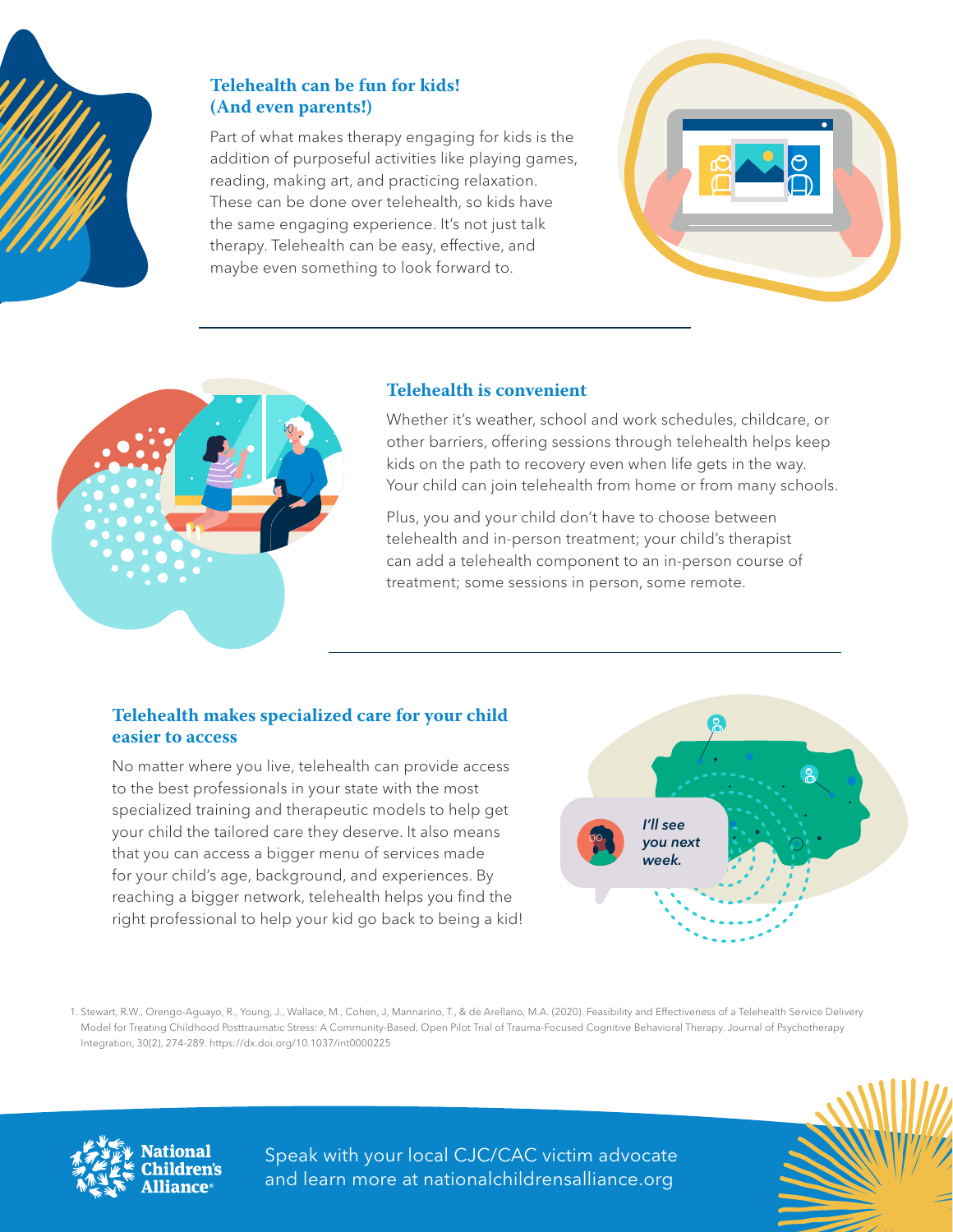## Telehealth can be fun for kids! (And even parents!)

Part of what makes therapy engaging for kids is the addition of purposeful activities like playing games, reading, making art, and practicing relaxation. These can be done over telehealth, so kids have the same engaging experience. It's not just talk therapy. Telehealth can be easy, effective, and maybe even something to look forward to.

## Telehealth is convenient

Whether it's weather, school and work schedules, childcare, or other barriers, offering sessions through telehealth helps keep kids on the path to recovery even when life gets in the way. Your child can join telehealth from home or from many schools.

Plus, you and your child don't have to choose between telehealth and in-person treatment; your child's therapist can add a telehealth component to an in-person course of treatment; some sessions in person, some remote.

## Telehealth makes specialized care for your child easier to access

No matter where you live, telehealth can provide access to the best professionals in your state with the most specialized training and therapeutic models to help get your child the tailored care they deserve. It also means that you can access a bigger menu of services made for your child's age, background, and experiences. By reaching a bigger network, telehealth helps you find the right professional to help your kid go back to being a kid!

1. Stewart, R.W., Orengo-Aguayo, R., Young, J., Wallace, M., Cohen, J, Mannarino, T., & de Arellano, M.A. (2020). Feasibility and Effectiveness of a Telehealth Service Delivery Model for Treating Childhood Posttraumatic Stress: A Community-Based, Open Pilot Trial of Trauma-Focused Cognitive Behavioral Therapy. Journal of Psychotherapy Integration, 30(2), 274-289. https://dx.doi.org/10.1037/int0000225

National Children's Alliance

Speak with your local CJC/CAC victim advocate and learn more at nationalchildrensalliance.org